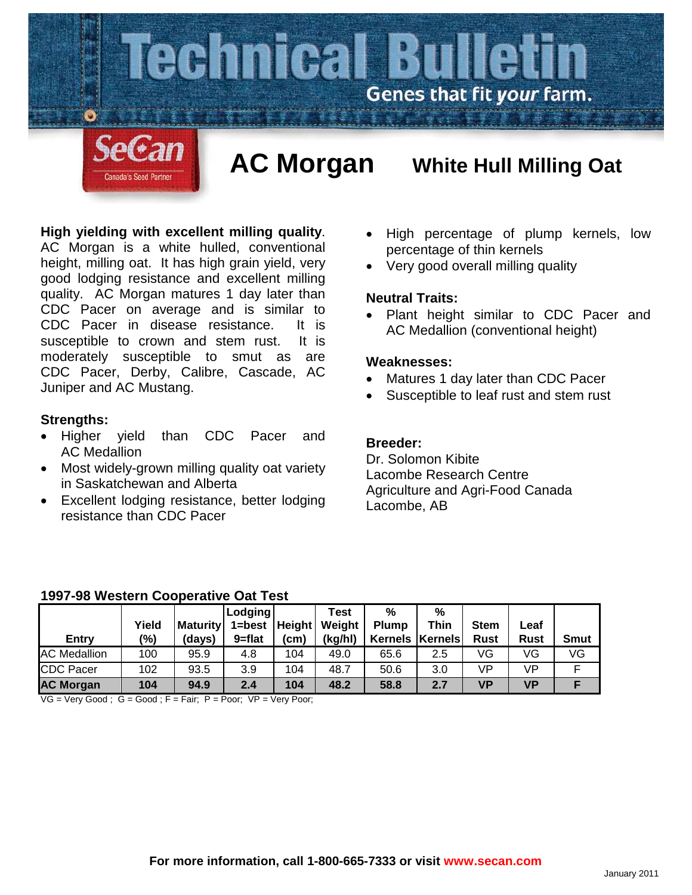Technical Bulletin

Genes that fit *your* farm.

SeCan — Canada's Seed Partner

# AC Morgan — White Hull Milling Oat

**High yielding with excellent milling quality**. AC Morgan is a white hulled, conventional height, milling oat. It has high grain yield, very good lodging resistance and excellent milling quality. AC Morgan matures 1 day later than CDC Pacer on average and is similar to CDC Pacer in disease resistance. It is susceptible to crown and stem rust. It is moderately susceptible to smut as are CDC Pacer, Derby, Calibre, Cascade, AC Juniper and AC Mustang.

### Strengths:

- Higher yield than CDC Pacer and AC Medallion
- Most widely-grown milling quality oat variety in Saskatchewan and Alberta
- Excellent lodging resistance, better lodging resistance than CDC Pacer
- High percentage of plump kernels, low percentage of thin kernels
- Very good overall milling quality

### Neutral Traits:

- Plant height similar to CDC Pacer and AC Medallion (conventional height)

### Weaknesses:

- Matures 1 day later than CDC Pacer
- Susceptible to leaf rust and stem rust

### Breeder:

Dr. Solomon Kibite
Lacombe Research Centre
Agriculture and Agri-Food Canada
Lacombe, AB

### 1997-98 Western Cooperative Oat Test

| Entry | Yield (%) | Maturity (days) | Lodging 1=best 9=flat | Height (cm) | Test Weight (kg/hl) | % Plump Kernels | % Thin Kernels | Stem Rust | Leaf Rust | Smut |
|---|---|---|---|---|---|---|---|---|---|---|
| AC Medallion | 100 | 95.9 | 4.8 | 104 | 49.0 | 65.6 | 2.5 | VG | VG | VG |
| CDC Pacer | 102 | 93.5 | 3.9 | 104 | 48.7 | 50.6 | 3.0 | VP | VP | F |
| **AC Morgan** | **104** | **94.9** | **2.4** | **104** | **48.2** | **58.8** | **2.7** | **VP** | **VP** | **F** |

VG = Very Good ; G = Good ; F = Fair; P = Poor; VP = Very Poor;

**For more information, call 1-800-665-7333 or visit www.secan.com**

January 2011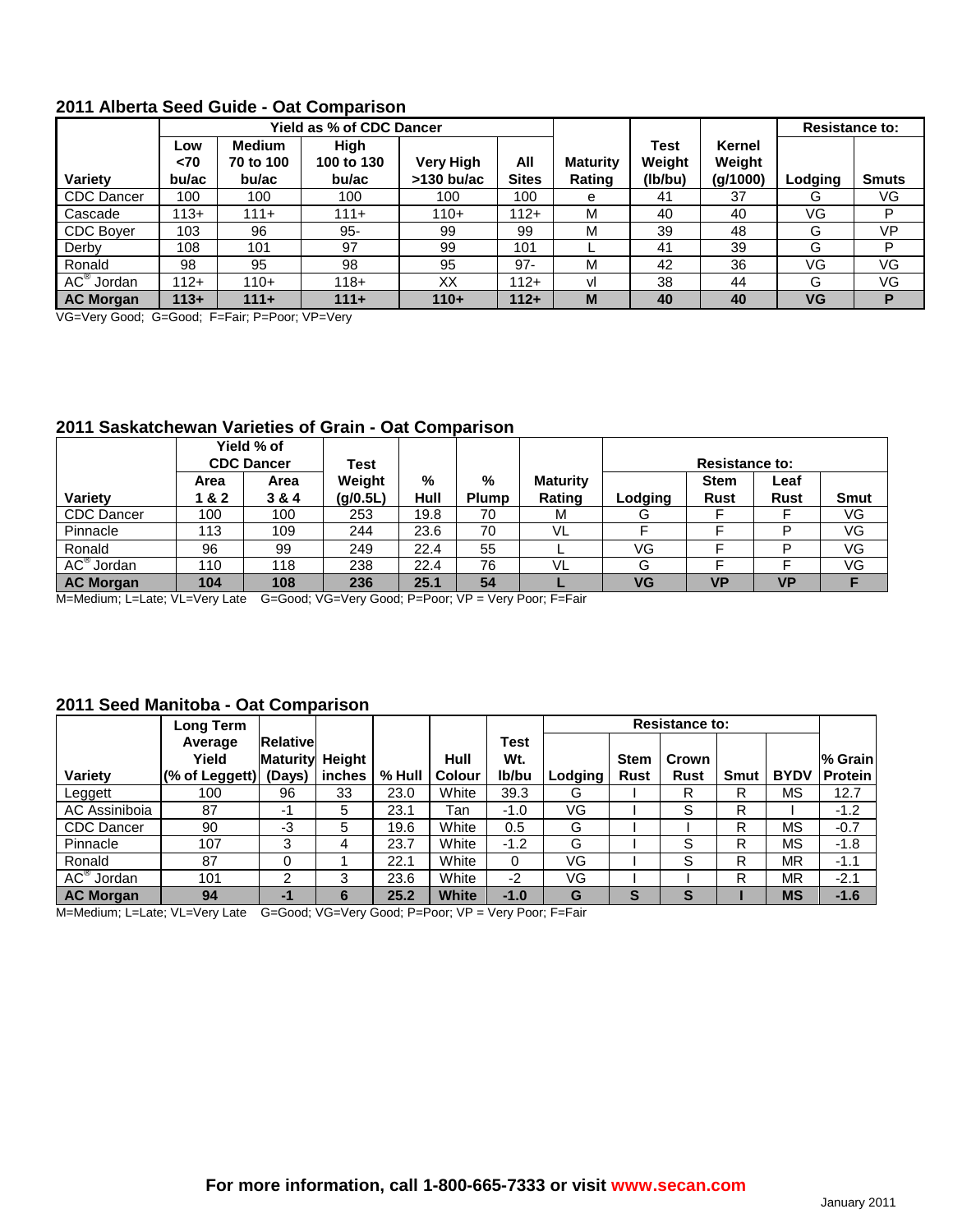## 2011 Alberta Seed Guide - Oat Comparison

| | Yield as % of CDC Dancer | | | | | | | | Resistance to: | |
|---|---|---|---|---|---|---|---|---|---|---|
| Variety | Low <70 bu/ac | Medium 70 to 100 bu/ac | High 100 to 130 bu/ac | Very High >130 bu/ac | All Sites | Maturity Rating | Test Weight (lb/bu) | Kernel Weight (g/1000) | Lodging | Smuts |
| CDC Dancer | 100 | 100 | 100 | 100 | 100 | e | 41 | 37 | G | VG |
| Cascade | 113+ | 111+ | 111+ | 110+ | 112+ | M | 40 | 40 | VG | P |
| CDC Boyer | 103 | 96 | 95- | 99 | 99 | M | 39 | 48 | G | VP |
| Derby | 108 | 101 | 97 | 99 | 101 | L | 41 | 39 | G | P |
| Ronald | 98 | 95 | 98 | 95 | 97- | M | 42 | 36 | VG | VG |
| AC® Jordan | 112+ | 110+ | 118+ | XX | 112+ | vl | 38 | 44 | G | VG |
| **AC Morgan** | **113+** | **111+** | **111+** | **110+** | **112+** | **M** | **40** | **40** | **VG** | **P** |

VG=Very Good; G=Good; F=Fair; P=Poor; VP=Very

## 2011 Saskatchewan Varieties of Grain - Oat Comparison

| | Yield % of CDC Dancer | | | | | | Resistance to: | | | |
|---|---|---|---|---|---|---|---|---|---|---|
| Variety | Area 1 & 2 | Area 3 & 4 | Test Weight (g/0.5L) | % Hull | % Plump | Maturity Rating | Lodging | Stem Rust | Leaf Rust | Smut |
| CDC Dancer | 100 | 100 | 253 | 19.8 | 70 | M | G | F | F | VG |
| Pinnacle | 113 | 109 | 244 | 23.6 | 70 | VL | F | F | P | VG |
| Ronald | 96 | 99 | 249 | 22.4 | 55 | L | VG | F | P | VG |
| AC® Jordan | 110 | 118 | 238 | 22.4 | 76 | VL | G | F | F | VG |
| **AC Morgan** | **104** | **108** | **236** | **25.1** | **54** | **L** | **VG** | **VP** | **VP** | **F** |

M=Medium; L=Late; VL=Very Late G=Good; VG=Very Good; P=Poor; VP = Very Poor; F=Fair

## 2011 Seed Manitoba - Oat Comparison

| | | | | | | | Resistance to: | | | | | |
|---|---|---|---|---|---|---|---|---|---|---|---|---|
| Variety | Long Term Average Yield (% of Leggett) | Relative Maturity (Days) | Height inches | % Hull | Hull Colour | Test Wt. lb/bu | Lodging | Stem Rust | Crown Rust | Smut | BYDV | % Grain Protein |
| Leggett | 100 | 96 | 33 | 23.0 | White | 39.3 | G | I | R | R | MS | 12.7 |
| AC Assiniboia | 87 | -1 | 5 | 23.1 | Tan | -1.0 | VG | I | S | R | I | -1.2 |
| CDC Dancer | 90 | -3 | 5 | 19.6 | White | 0.5 | G | I | I | R | MS | -0.7 |
| Pinnacle | 107 | 3 | 4 | 23.7 | White | -1.2 | G | I | S | R | MS | -1.8 |
| Ronald | 87 | 0 | 1 | 22.1 | White | 0 | VG | I | S | R | MR | -1.1 |
| AC® Jordan | 101 | 2 | 3 | 23.6 | White | -2 | VG | I | I | R | MR | -2.1 |
| **AC Morgan** | **94** | **-1** | **6** | **25.2** | **White** | **-1.0** | **G** | **S** | **S** | **I** | **MS** | **-1.6** |

M=Medium; L=Late; VL=Very Late G=Good; VG=Very Good; P=Poor; VP = Very Poor; F=Fair

**For more information, call 1-800-665-7333 or visit www.secan.com**

January 2011